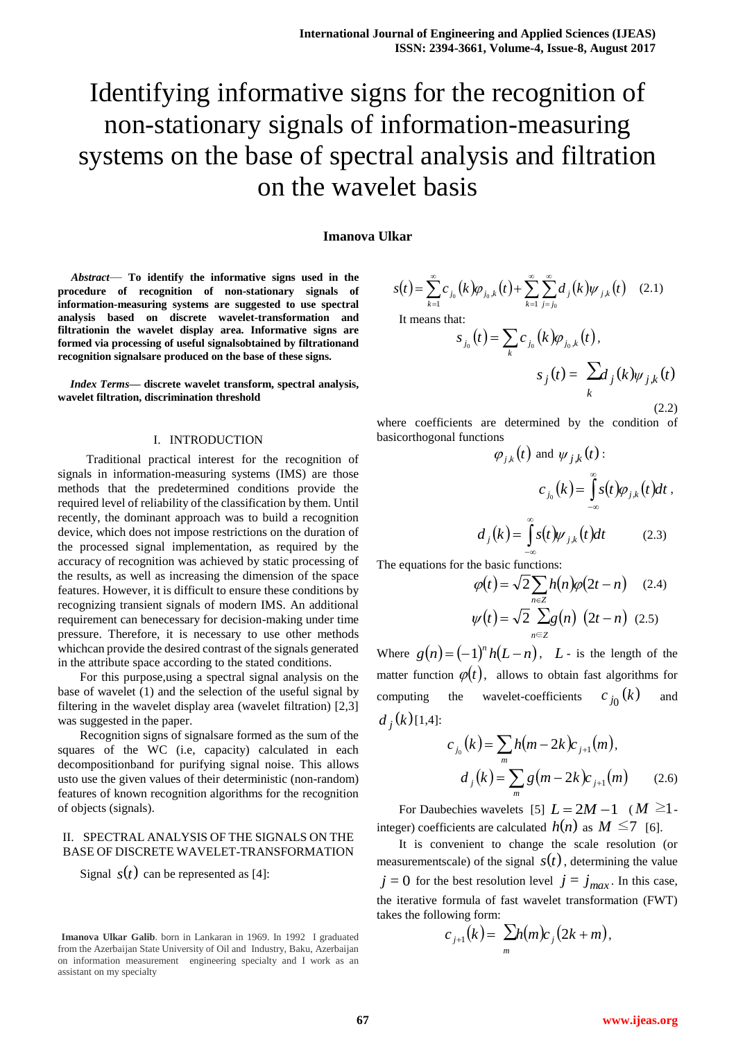# Identifying informative signs for the recognition of non-stationary signals of information-measuring systems on the base of spectral analysis and filtration on the wavelet basis

**Imanova Ulkar**

***Abstract*— To identify the informative signs used in the procedure of recognition of non-stationary signals of information-measuring systems are suggested to use spectral analysis based on discrete wavelet-transformation and filtrationin the wavelet display area. Informative signs are formed via processing of useful signalsobtained by filtrationand recognition signalsare produced on the base of these signs.**

***Index Terms*— discrete wavelet transform, spectral analysis, wavelet filtration, discrimination threshold**

## I. INTRODUCTION

Traditional practical interest for the recognition of signals in information-measuring systems (IMS) are those methods that the predetermined conditions provide the required level of reliability of the classification by them. Until recently, the dominant approach was to build a recognition device, which does not impose restrictions on the duration of the processed signal implementation, as required by the accuracy of recognition was achieved by static processing of the results, as well as increasing the dimension of the space features. However, it is difficult to ensure these conditions by recognizing transient signals of modern IMS. An additional requirement can benecessary for decision-making under time pressure. Therefore, it is necessary to use other methods whichcan provide the desired contrast of the signals generated in the attribute space according to the stated conditions.

For this purpose,using a spectral signal analysis on the base of wavelet (1) and the selection of the useful signal by filtering in the wavelet display area (wavelet filtration) [2,3] was suggested in the paper.

Recognition signs of signalsare formed as the sum of the squares of the WC (i.e, capacity) calculated in each decompositionband for purifying signal noise. This allows usto use the given values of their deterministic (non-random) features of known recognition algorithms for the recognition of objects (signals).

## II. SPECTRAL ANALYSIS OF THE SIGNALS ON THE BASE OF DISCRETE WAVELET-TRANSFORMATION

Signal $s(t)$ can be represented as [4]:

$$s(t)=\sum_{k=1}^{\infty}c_{j_0}(k)\varphi_{j_0,k}(t)+\sum_{k=1}^{\infty}\sum_{j=j_0}^{\infty}d_j(k)\psi_{j,k}(t) \quad (2.1)$$

It means that:

$$s_{j_0}(t)=\sum_k c_{j_0}(k)\varphi_{j_0,k}(t),$$

$$s_j(t)=\sum_k d_j(k)\psi_{j,k}(t) \quad (2.2)$$

where coefficients are determined by the condition of basicorthogonal functions

$\varphi_{j,k}(t)$ and $\psi_{j,k}(t)$:

$$c_{j_0}(k)=\int_{-\infty}^{\infty}s(t)\varphi_{j,k}(t)dt,$$

$$d_j(k)=\int_{-\infty}^{\infty}s(t)\psi_{j,k}(t)dt \quad (2.3)$$

The equations for the basic functions:

$$\varphi(t)=\sqrt{2}\sum_{n\in Z}h(n)\varphi(2t-n) \quad (2.4)$$

$$\psi(t)=\sqrt{2}\sum_{n\in Z}g(n)\ (2t-n) \quad (2.5)$$

Where $g(n)=(-1)^n h(L-n)$, $L$ - is the length of the matter function $\varphi(t)$, allows to obtain fast algorithms for computing the wavelet-coefficients $c_{j_0}(k)$ and $d_j(k)$ [1,4]:

$$c_{j_0}(k)=\sum_m h(m-2k)c_{j+1}(m),$$

$$d_j(k)=\sum_m g(m-2k)c_{j+1}(m) \quad (2.6)$$

For Daubechies wavelets [5] $L=2M-1$ ($M\geq 1$-integer) coefficients are calculated $h(n)$ as $M\leq 7$ [6].

It is convenient to change the scale resolution (or measurementscale) of the signal $s(t)$, determining the value $j=0$ for the best resolution level $j=j_{max}$. In this case, the iterative formula of fast wavelet transformation (FWT) takes the following form:

$$c_{j+1}(k)=\sum_m h(m)c_j(2k+m),$$

**Imanova Ulkar Galib**. born in Lankaran in 1969. In 1992 I graduated from the Azerbaijan State University of Oil and Industry, Baku, Azerbaijan on information measurement engineering specialty and I work as an assistant on my specialty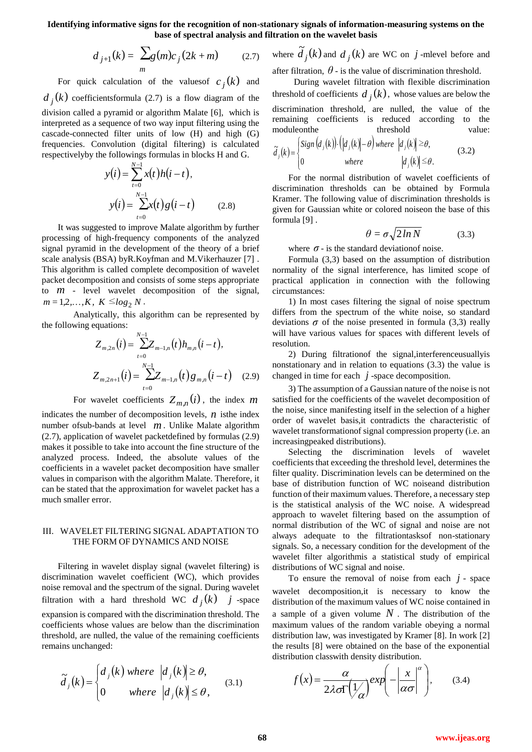$$d_{j+1}(k) = \sum_{m} g(m) c_j(2k+m) \qquad (2.7)$$

For quick calculation of the valuesof $c_j(k)$ and $d_j(k)$ coefficientsformula (2.7) is a flow diagram of the division called a pyramid or algorithm Malate [6], which is interpreted as a sequence of two way input filtering using the cascade-connected filter units of low (H) and high (G) frequencies. Convolution (digital filtering) is calculated respectivelyby the followings formulas in blocks H and G.

$$y(i) = \sum_{t=0}^{N-1} x(t) h(i-t),$$
$$y(i) = \sum_{t=0}^{N-1} x(t) g(i-t) \qquad (2.8)$$

It was suggested to improve Malate algorithm by further processing of high-frequency components of the analyzed signal pyramid in the development of the theory of a brief scale analysis (BSA) byR.Koyfman and M.Vikerhauzer [7] . This algorithm is called complete decomposition of wavelet packet decomposition and consists of some steps appropriate to $m$ - level wavelet decomposition of the signal, $m = 1,2,\ldots,K,\ K \leq log_2 N$.

Analytically, this algorithm can be represented by the following equations:

$$Z_{m,2n}(i) = \sum_{t=0}^{N-1} Z_{m-1,n}(t) h_{m,n}(i-t),$$
$$Z_{m,2n+1}(i) = \sum_{t=0}^{N-1} Z_{m-1,n}(t) g_{m,n}(i-t) \qquad (2.9)$$

For wavelet coefficients $Z_{m,n}(i)$, the index $m$ indicates the number of decomposition levels, $n$ isthe index number ofsub-bands at level $m$. Unlike Malate algorithm (2.7), application of wavelet packetdefined by formulas (2.9) makes it possible to take into account the fine structure of the analyzed process. Indeed, the absolute values of the coefficients in a wavelet packet decomposition have smaller values in comparison with the algorithm Malate. Therefore, it can be stated that the approximation for wavelet packet has a much smaller error.

## III. WAVELET FILTERING SIGNAL ADAPTATION TO THE FORM OF DYNAMICS AND NOISE

Filtering in wavelet display signal (wavelet filtering) is discrimination wavelet coefficient (WC), which provides noise removal and the spectrum of the signal. During wavelet filtration with a hard threshold WC $d_j(k)$ $j$ -space expansion is compared with the discrimination threshold. The coefficients whose values are below than the discrimination threshold, are nulled, the value of the remaining coefficients remains unchanged:

$$\tilde{d}_j(k) = \begin{cases} d_j(k) \ where \ |d_j(k)| \geq \theta, \\ 0 \qquad where \ |d_j(k)| \leq \theta, \end{cases} \qquad (3.1)$$

where $\tilde{d}_j(k)$ and $d_j(k)$ are WC on $j$ -mlevel before and after filtration, $\theta$ - is the value of discrimination threshold.

During wavelet filtration with flexible discrimination threshold of coefficients $d_j(k)$, whose values are below the discrimination threshold, are nulled, the value of the remaining coefficients is reduced according to the moduleonthe threshold value:

$$\tilde{d}_j(k) = \begin{cases} Sign(d_j(k)) \cdot (|d_j(k)| - \theta) \ where \ |d_j(k)| \geq \theta, \\ 0 \qquad where \qquad |d_j(k)| \leq \theta. \end{cases} \qquad (3.2)$$

For the normal distribution of wavelet coefficients of discrimination thresholds can be obtained by Formula Kramer. The following value of discrimination thresholds is given for Gaussian white or colored noiseon the base of this formula [9] .

$$\theta = \sigma \sqrt{2 \ln N} \qquad (3.3)$$

where $\sigma$ - is the standard deviationof noise.

Formula (3,3) based on the assumption of distribution normality of the signal interference, has limited scope of practical application in connection with the following circumstances:

1) In most cases filtering the signal of noise spectrum differs from the spectrum of the white noise, so standard deviations $\sigma$ of the noise presented in formula (3,3) really will have various values for spaces with different levels of resolution.

2) During filtrationof the signal,interferenceusuallyis nonstationary and in relation to equations (3.3) the value is changed in time for each $j$ -space decomposition.

3) The assumption of a Gaussian nature of the noise is not satisfied for the coefficients of the wavelet decomposition of the noise, since manifesting itself in the selection of a higher order of wavelet basis,it contradicts the characteristic of wavelet transformationof signal compression property (i.e. an increasingpeaked distributions).

Selecting the discrimination levels of wavelet coefficients that exceeding the threshold level, determines the filter quality. Discrimination levels can be determined on the base of distribution function of WC noiseand distribution function of their maximum values. Therefore, a necessary step is the statistical analysis of the WC noise. A widespread approach to wavelet filtering based on the assumption of normal distribution of the WC of signal and noise are not always adequate to the filtrationtasksof non-stationary signals. So, a necessary condition for the development of the wavelet filter algorithmis a statistical study of empirical distributions of WC signal and noise.

To ensure the removal of noise from each $j$ - space wavelet decomposition,it is necessary to know the distribution of the maximum values of WC noise contained in a sample of a given volume $N$. The distribution of the maximum values of the random variable obeying a normal distribution law, was investigated by Kramer [8]. In work [2] the results [8] were obtained on the base of the exponential distribution classwith density distribution.

$$f(x) = \frac{\alpha}{2\lambda\sigma\Gamma\left(\frac{1}{\alpha}\right)} exp\left(-\left|\frac{x}{\alpha\sigma}\right|^{\alpha}\right), \qquad (3.4)$$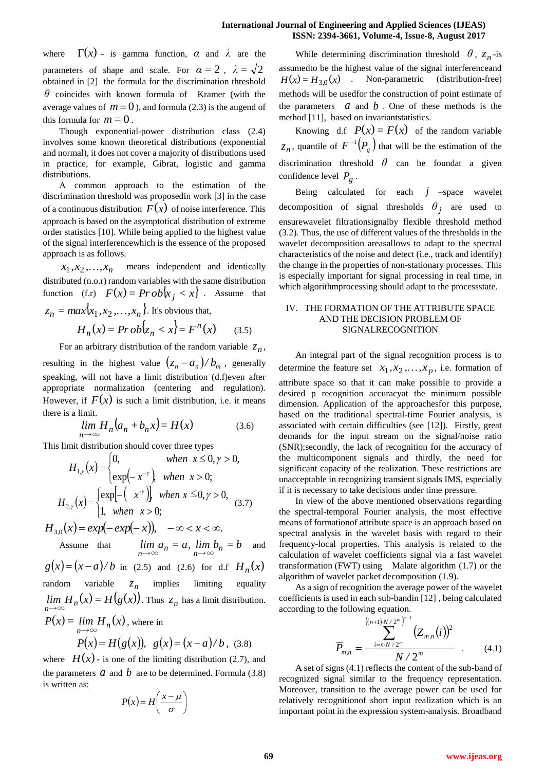where $\Gamma(x)$ - is gamma function, $\alpha$ and $\lambda$ are the parameters of shape and scale. For $\alpha = 2$ , $\lambda = \sqrt{2}$ obtained in [2] the formula for the discrimination threshold $\theta$ coincides with known formula of Kramer (with the average values of $m = 0$ ), and formula (2.3) is the augend of this formula for $m = 0$ .

Though exponential-power distribution class (2.4) involves some known theoretical distributions (exponential and normal), it does not cover a majority of distributions used in practice, for example, Gibrat, logistic and gamma distributions.

A common approach to the estimation of the discrimination threshold was proposedin work [3] in the case of a continuous distribution $F(x)$ of noise interference. This approach is based on the asymptotical distribution of extreme order statistics [10]. While being applied to the highest value of the signal interferencewhich is the essence of the proposed approach is as follows.

$x_1, x_2, \ldots, x_n$ means independent and identically distributed (n.o.r) random variables with the same distribution function (f.r) $F(x) = Prob\{x_j < x\}$ . Assume that $z_n = max\{x_1, x_2, \ldots, x_n\}$. It's obvious that,

$$H_n(x) = Prob\{z_n < x\} = F^n(x) \qquad (3.5)$$

For an arbitrary distribution of the random variable $z_n$, resulting in the highest value $(z_n - a_n)/b_m$ , generally speaking, will not have a limit distribution (d.f)even after appropriate normalization (centering and regulation). However, if $F(x)$ is such a limit distribution, i.e. it means there is a limit.

$$\lim_{n\to\infty} H_n(a_n + b_n x) = H(x) \qquad (3.6)$$

This limit distribution should cover three types

$$H_{1,\gamma}(x) = \begin{cases} 0, & when \ \ x \le 0, \gamma > 0, \\ \exp\left(-x^{-\gamma}\right), & when \ \ x > 0; \end{cases}$$

$$H_{2,\gamma}(x) = \begin{cases} \exp\left[-\left(\ x^{\gamma}\right)\right], & when \ x \le 0, \gamma > 0, \\ 1, \ \ when \ \ x > 0; \end{cases} \qquad (3.7)$$

$$H_{3,0}(x) = exp(-exp(-x)), \quad -\infty < x < \infty.$$

Assume that $\lim_{n\to\infty} a_n = a$, $\lim_{n\to\infty} b_n = b$ and $g(x) = (x-a)/b$ in (2.5) and (2.6) for d.f $H_n(x)$ random variable $z_n$ implies limiting equality $\lim_{n\to\infty} H_n(x) = H(g(x))$. Thus $z_n$ has a limit distribution. $P(x) = \lim_{n\to\infty} H_n(x)$, where in

$$P(x) = H(g(x)), \ \ g(x) = (x-a)/b \,, \ (3.8)$$

where $H(x)$ - is one of the limiting distribution (2.7), and the parameters $a$ and $b$ are to be determined. Formula (3.8) is written as:

$$P(x) = H\left(\frac{x-\mu}{\sigma}\right)$$

While determining discrimination threshold $\theta$, $z_n$-is assumedto be the highest value of the signal interferenceand $H(x) = H_{3,0}(x)$ . Non-parametric (distribution-free) methods will be usedfor the construction of point estimate of the parameters $a$ and $b$ . One of these methods is the method [11], based on invariantstatistics.

Knowing d.f $P(x) = F(x)$ of the random variable $z_n$, quantile of $F^{-1}(P_g)$ that will be the estimation of the discrimination threshold $\theta$ can be foundat a given confidence level $P_g$ .

Being calculated for each $j$ –space wavelet decomposition of signal thresholds $\theta_j$ are used to ensurewavelet filtrationsignalby flexible threshold method (3.2). Thus, the use of different values of the thresholds in the wavelet decomposition areasallows to adapt to the spectral characteristics of the noise and detect (i.e., track and identify) the change in the properties of non-stationary processes. This is especially important for signal processing in real time, in which algorithmprocessing should adapt to the processstate.

## IV. THE FORMATION OF THE ATTRIBUTE SPACE AND THE DECISION PROBLEM OF SIGNALRECOGNITION

An integral part of the signal recognition process is to determine the feature set $x_1, x_2, \ldots, x_p$, i.e. formation of attribute space so that it can make possible to provide a desired p recognition accuracyat the minimum possible dimension. Application of the approachesfor this purpose, based on the traditional spectral-time Fourier analysis, is associated with certain difficulties (see [12]). Firstly, great demands for the input stream on the signal/noise ratio (SNR);secondly, the lack of recognition for the accuracy of the multicomponent signals and thirdly, the need for significant capacity of the realization. These restrictions are unacceptable in recognizing transient signals IMS, especially if it is necessary to take decisions under time pressure.

In view of the above mentioned observations regarding the spectral-temporal Fourier analysis, the most effective means of formationof attribute space is an approach based on spectral analysis in the wavelet basis with regard to their frequency-local properties. This analysis is related to the calculation of wavelet coefficients signal via a fast wavelet transformation (FWT) using Malate algorithm (1.7) or the algorithm of wavelet packet decomposition (1.9).

As a sign of recognition the average power of the wavelet coefficients is used in each sub-bandin [12] , being calculated according to the following equation.

$$\overline{P}_{m,n} = \frac{\sum_{i=n\cdot N/2^m}^{\left((n+1)\cdot N/2^m\right)^{m-1}} \left(Z_{m,n}(i)\right)^2}{N/2^m} \qquad (4.1)$$

A set of signs (4.1) reflects the content of the sub-band of recognized signal similar to the frequency representation. Moreover, transition to the average power can be used for relatively recognitionof short input realization which is an important point in the expression system-analysis. Broadband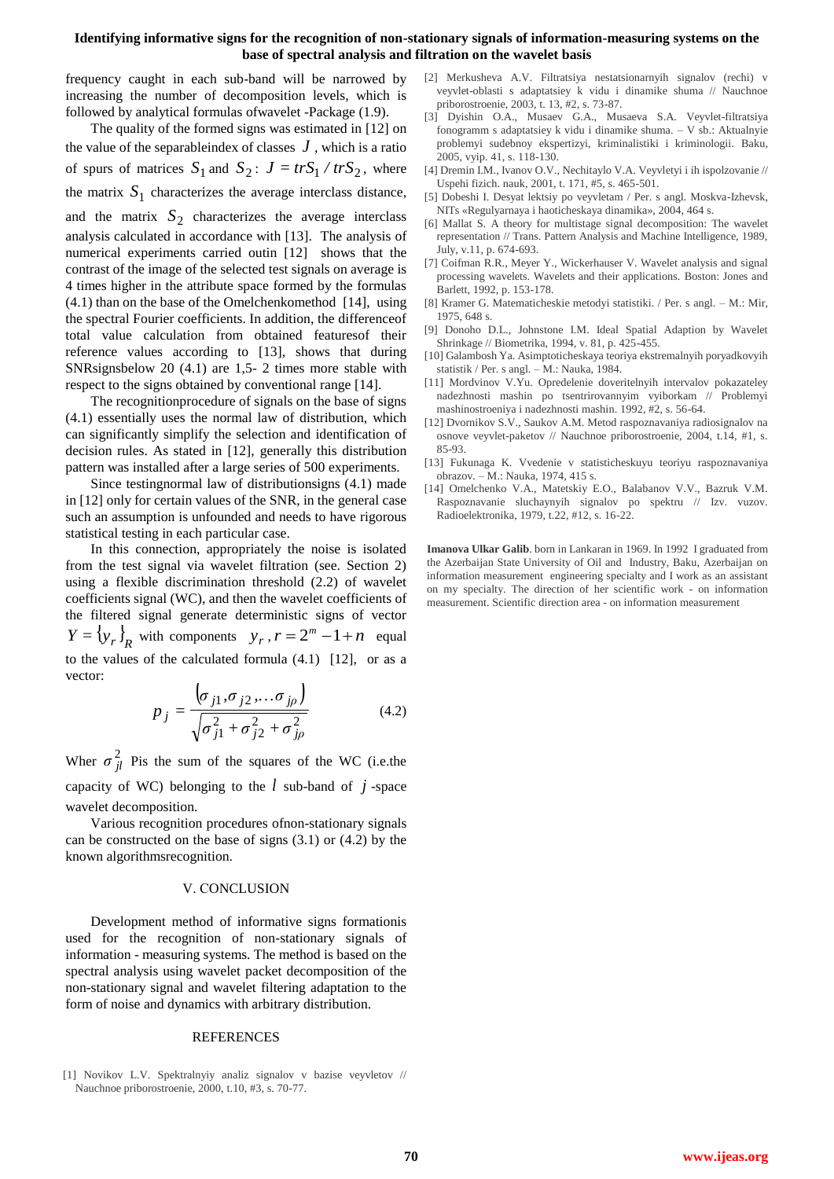frequency caught in each sub-band will be narrowed by increasing the number of decomposition levels, which is followed by analytical formulas ofwavelet -Package (1.9).

The quality of the formed signs was estimated in [12] on the value of the separableindex of classes $J$, which is a ratio of spurs of matrices $S_1$ and $S_2$: $J = trS_1 / trS_2$, where the matrix $S_1$ characterizes the average interclass distance, and the matrix $S_2$ characterizes the average interclass analysis calculated in accordance with [13]. The analysis of numerical experiments carried outin [12] shows that the contrast of the image of the selected test signals on average is 4 times higher in the attribute space formed by the formulas (4.1) than on the base of the Omelchenkomethod [14], using the spectral Fourier coefficients. In addition, the differenceof total value calculation from obtained featuresof their reference values according to [13], shows that during SNRsignsbelow 20 (4.1) are 1,5- 2 times more stable with respect to the signs obtained by conventional range [14].

The recognitionprocedure of signals on the base of signs (4.1) essentially uses the normal law of distribution, which can significantly simplify the selection and identification of decision rules. As stated in [12], generally this distribution pattern was installed after a large series of 500 experiments.

Since testingnormal law of distributionsigns (4.1) made in [12] only for certain values of the SNR, in the general case such an assumption is unfounded and needs to have rigorous statistical testing in each particular case.

In this connection, appropriately the noise is isolated from the test signal via wavelet filtration (see. Section 2) using a flexible discrimination threshold (2.2) of wavelet coefficients signal (WC), and then the wavelet coefficients of the filtered signal generate deterministic signs of vector $Y = \{y_r\}_R$ with components $y_r, r = 2^m - 1 + n$ equal to the values of the calculated formula (4.1) [12], or as a vector:

$$p_j = \frac{(\sigma_{j1}, \sigma_{j2}, \ldots \sigma_{j\rho})}{\sqrt{\sigma_{j1}^2 + \sigma_{j2}^2 + \sigma_{j\rho}^2}} \qquad (4.2)$$

Wher $\sigma_{jl}^2$ Pis the sum of the squares of the WC (i.e.the capacity of WC) belonging to the $l$ sub-band of $j$-space wavelet decomposition.

Various recognition procedures ofnon-stationary signals can be constructed on the base of signs (3.1) or (4.2) by the known algorithmsrecognition.

## V. CONCLUSION

Development method of informative signs formationis used for the recognition of non-stationary signals of information - measuring systems. The method is based on the spectral analysis using wavelet packet decomposition of the non-stationary signal and wavelet filtering adaptation to the form of noise and dynamics with arbitrary distribution.

## REFERENCES

[1] Novikov L.V. Spektralnyiy analiz signalov v bazise veyvletov // Nauchnoe priborostroenie, 2000, t.10, #3, s. 70-77.

[2] Merkusheva A.V. Filtratsiya nestatsionarnyih signalov (rechi) v veyvlet-oblasti s adaptatsiey k vidu i dinamike shuma // Nauchnoe priborostroenie, 2003, t. 13, #2, s. 73-87.

[3] Dyishin O.A., Musaev G.A., Musaeva S.A. Veyvlet-filtratsiya fonogramm s adaptatsiey k vidu i dinamike shuma. – V sb.: Aktualnyie problemyi sudebnoy ekspertizyi, kriminalistiki i kriminologii. Baku, 2005, vyip. 41, s. 118-130.

[4] Dremin I.M., Ivanov O.V., Nechitaylo V.A. Veyvletyi i ih ispolzovanie // Uspehi fizich. nauk, 2001, t. 171, #5, s. 465-501.

[5] Dobeshi I. Desyat lektsiy po veyvletam / Per. s angl. Moskva-Izhevsk, NITs «Regulyarnaya i haoticheskaya dinamika», 2004, 464 s.

[6] Mallat S. A theory for multistage signal decomposition: The wavelet representation // Trans. Pattern Analysis and Machine Intelligence, 1989, July, v.11, p. 674-693.

[7] Coifman R.R., Meyer Y., Wickerhauser V. Wavelet analysis and signal processing wavelets. Wavelets and their applications. Boston: Jones and Barlett, 1992, p. 153-178.

[8] Kramer G. Matematicheskie metodyi statistiki. / Per. s angl. – M.: Mir, 1975, 648 s.

[9] Donoho D.L., Johnstone I.M. Ideal Spatial Adaption by Wavelet Shrinkage // Biometrika, 1994, v. 81, p. 425-455.

[10] Galambosh Ya. Asimptoticheskaya teoriya ekstremalnyih poryadkovyih statistik / Per. s angl. – M.: Nauka, 1984.

[11] Mordvinov V.Yu. Opredelenie doveritelnyih intervalov pokazateley nadezhnosti mashin po tsentrirovannyim vyiborkam // Problemyi mashinostroeniya i nadezhnosti mashin. 1992, #2, s. 56-64.

[12] Dvornikov S.V., Saukov A.M. Metod raspoznavaniya radiosignalov na osnove veyvlet-paketov // Nauchnoe priborostroenie, 2004, t.14, #1, s. 85-93.

[13] Fukunaga K. Vvedenie v statisticheskuyu teoriyu raspoznavaniya obrazov. – M.: Nauka, 1974, 415 s.

[14] Omelchenko V.A., Matetskiy E.O., Balabanov V.V., Bazruk V.M. Raspoznavanie sluchaynyih signalov po spektru // Izv. vuzov. Radioelektronika, 1979, t.22, #12, s. 16-22.

**Imanova Ulkar Galib**. born in Lankaran in 1969. In 1992 I graduated from the Azerbaijan State University of Oil and Industry, Baku, Azerbaijan on information measurement engineering specialty and I work as an assistant on my specialty. The direction of her scientific work - on information measurement. Scientific direction area - on information measurement